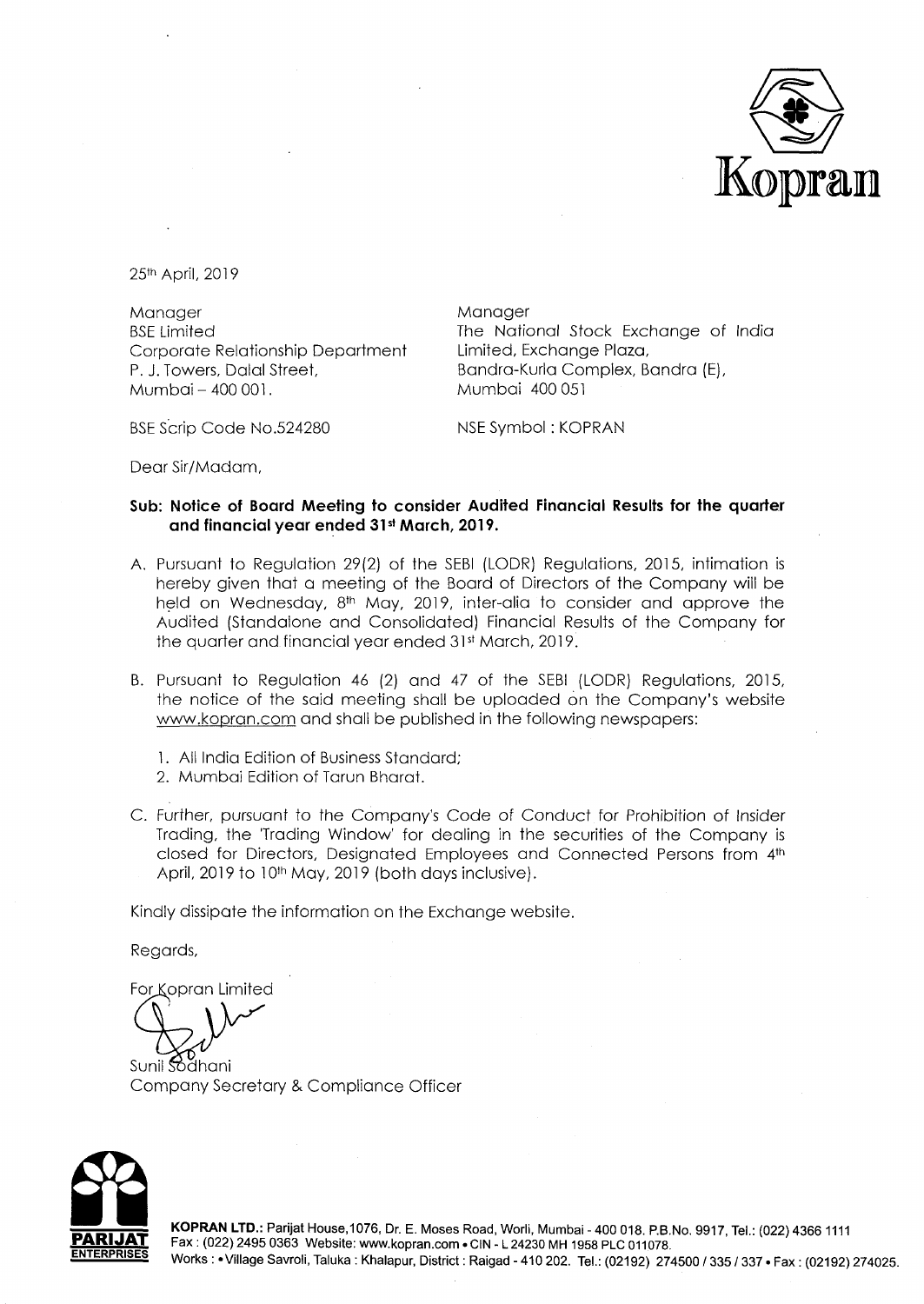Kopran

25th April, 2019

Manager
BSE Limited
Corporate Relationship Department
P. J. Towers, Dalal Street,
Mumbai – 400 001.

BSE Scrip Code No.524280

Manager
The National Stock Exchange of India Limited, Exchange Plaza,
Bandra-Kurla Complex, Bandra (E),
Mumbai 400 051

NSE Symbol : KOPRAN

Dear Sir/Madam,

**Sub: Notice of Board Meeting to consider Audited Financial Results for the quarter and financial year ended 31st March, 2019.**

A. Pursuant to Regulation 29(2) of the SEBI (LODR) Regulations, 2015, intimation is hereby given that a meeting of the Board of Directors of the Company will be held on Wednesday, 8th May, 2019, inter-alia to consider and approve the Audited (Standalone and Consolidated) Financial Results of the Company for the quarter and financial year ended 31st March, 2019.

B. Pursuant to Regulation 46 (2) and 47 of the SEBI (LODR) Regulations, 2015, the notice of the said meeting shall be uploaded on the Company's website www.kopran.com and shall be published in the following newspapers:

   1. All India Edition of Business Standard;
   2. Mumbai Edition of Tarun Bharat.

C. Further, pursuant to the Company's Code of Conduct for Prohibition of Insider Trading, the 'Trading Window' for dealing in the securities of the Company is closed for Directors, Designated Employees and Connected Persons from 4th April, 2019 to 10th May, 2019 (both days inclusive).

Kindly dissipate the information on the Exchange website.

Regards,

For Kopran Limited

Sunil Sodhani
Company Secretary & Compliance Officer

PARIJAT ENTERPRISES

**KOPRAN LTD.:** Parijat House,1076, Dr. E. Moses Road, Worli, Mumbai - 400 018. P.B.No. 9917, Tel.: (022) 4366 1111
Fax : (022) 2495 0363 Website: www.kopran.com • CIN - L 24230 MH 1958 PLC 011078.
Works : • Village Savroli, Taluka : Khalapur, District : Raigad - 410 202. Tel.: (02192) 274500 / 335 / 337 • Fax : (02192) 274025.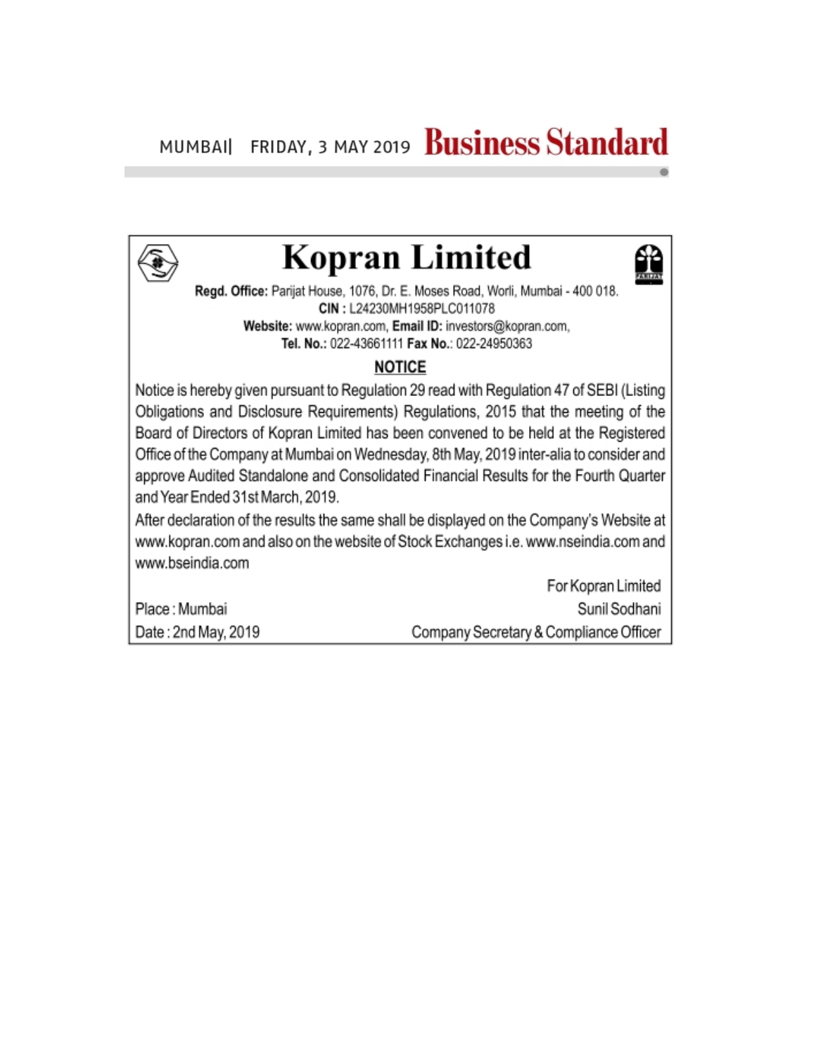MUMBAI| FRIDAY, 3 MAY 2019 **Business Standard**

# Kopran Limited

**Regd. Office:** Parijat House, 1076, Dr. E. Moses Road, Worli, Mumbai - 400 018.
**CIN :** L24230MH1958PLC011078
**Website:** www.kopran.com, **Email ID:** investors@kopran.com,
**Tel. No.:** 022-43661111 **Fax No.:** 022-24950363

## NOTICE

Notice is hereby given pursuant to Regulation 29 read with Regulation 47 of SEBI (Listing Obligations and Disclosure Requirements) Regulations, 2015 that the meeting of the Board of Directors of Kopran Limited has been convened to be held at the Registered Office of the Company at Mumbai on Wednesday, 8th May, 2019 inter-alia to consider and approve Audited Standalone and Consolidated Financial Results for the Fourth Quarter and Year Ended 31st March, 2019.

After declaration of the results the same shall be displayed on the Company's Website at www.kopran.com and also on the website of Stock Exchanges i.e. www.nseindia.com and www.bseindia.com

For Kopran Limited
Sunil Sodhani
Company Secretary & Compliance Officer

Place : Mumbai
Date : 2nd May, 2019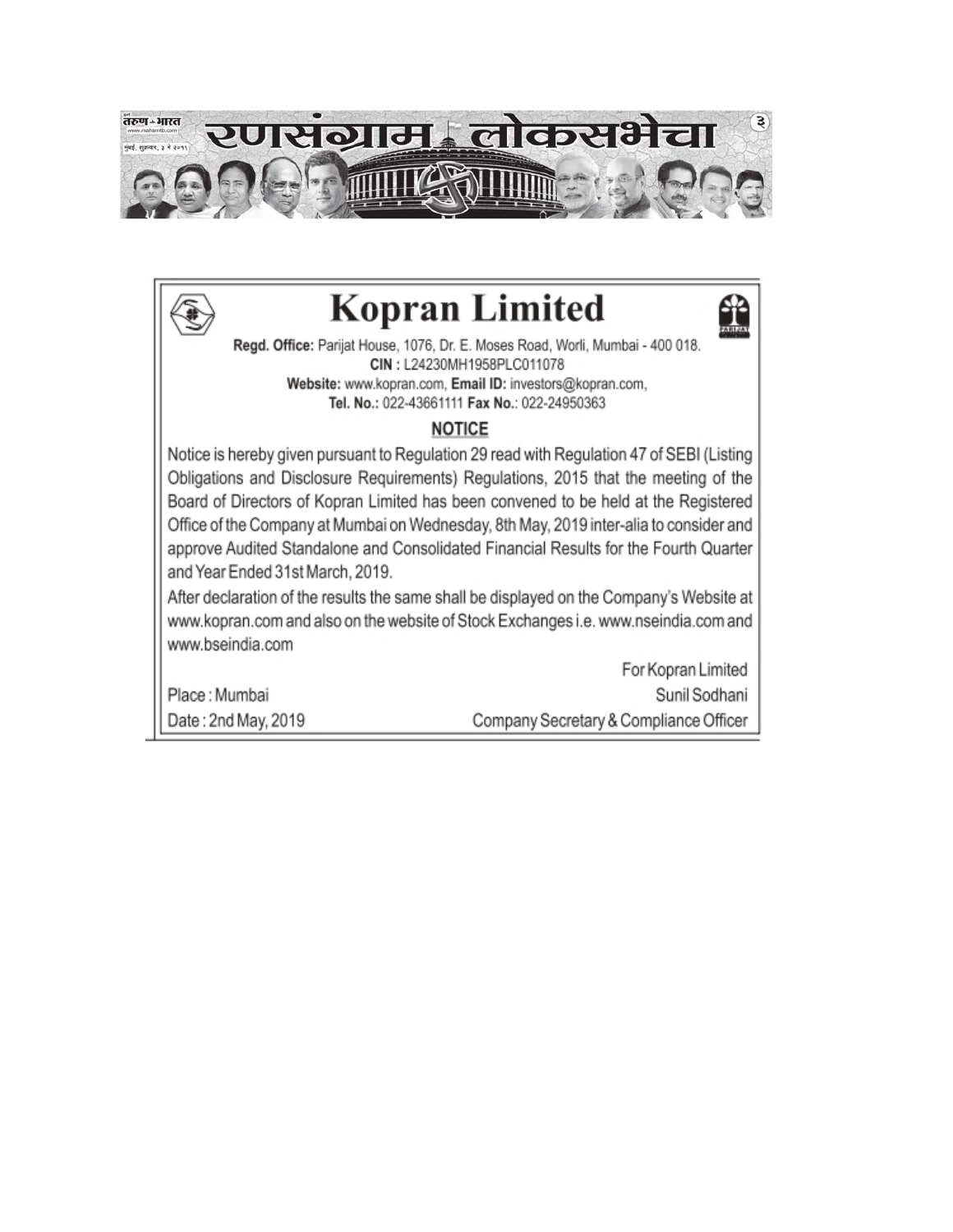रणसंग्राम लोकसभेचा

# Kopran Limited

**Regd. Office:** Parijat House, 1076, Dr. E. Moses Road, Worli, Mumbai - 400 018.
**CIN :** L24230MH1958PLC011078
**Website:** www.kopran.com, **Email ID:** investors@kopran.com,
**Tel. No.:** 022-43661111 **Fax No.:** 022-24950363

## NOTICE

Notice is hereby given pursuant to Regulation 29 read with Regulation 47 of SEBI (Listing Obligations and Disclosure Requirements) Regulations, 2015 that the meeting of the Board of Directors of Kopran Limited has been convened to be held at the Registered Office of the Company at Mumbai on Wednesday, 8th May, 2019 inter-alia to consider and approve Audited Standalone and Consolidated Financial Results for the Fourth Quarter and Year Ended 31st March, 2019.

After declaration of the results the same shall be displayed on the Company's Website at www.kopran.com and also on the website of Stock Exchanges i.e. www.nseindia.com and www.bseindia.com

For Kopran Limited

Place : Mumbai
Sunil Sodhani

Date : 2nd May, 2019
Company Secretary & Compliance Officer